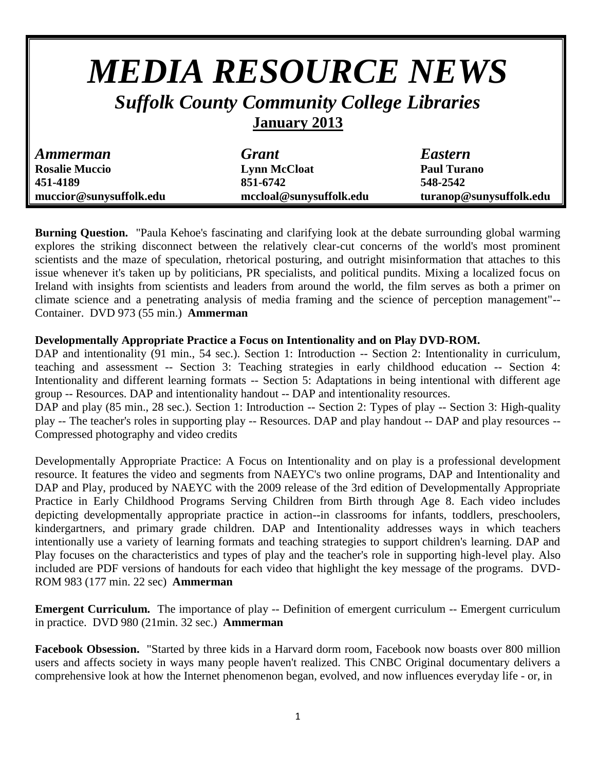# *MEDIA RESOURCE NEWS*

## *Suffolk County Community College Libraries*

**January 2013**

| *Ammerman* | *Grant* | *Eastern* |
|---|---|---|
| **Rosalie Muccio** | **Lynn McCloat** | **Paul Turano** |
| **451-4189** | **851-6742** | **548-2542** |
| **muccior@sunysuffolk.edu** | **mccloal@sunysuffolk.edu** | **turanop@sunysuffolk.edu** |

**Burning Question.** "Paula Kehoe's fascinating and clarifying look at the debate surrounding global warming explores the striking disconnect between the relatively clear-cut concerns of the world's most prominent scientists and the maze of speculation, rhetorical posturing, and outright misinformation that attaches to this issue whenever it's taken up by politicians, PR specialists, and political pundits. Mixing a localized focus on Ireland with insights from scientists and leaders from around the world, the film serves as both a primer on climate science and a penetrating analysis of media framing and the science of perception management"--Container. DVD 973 (55 min.) **Ammerman**

**Developmentally Appropriate Practice a Focus on Intentionality and on Play DVD-ROM.**
DAP and intentionality (91 min., 54 sec.). Section 1: Introduction -- Section 2: Intentionality in curriculum, teaching and assessment -- Section 3: Teaching strategies in early childhood education -- Section 4: Intentionality and different learning formats -- Section 5: Adaptations in being intentional with different age group -- Resources. DAP and intentionality handout -- DAP and intentionality resources.
DAP and play (85 min., 28 sec.). Section 1: Introduction -- Section 2: Types of play -- Section 3: High-quality play -- The teacher's roles in supporting play -- Resources. DAP and play handout -- DAP and play resources -- Compressed photography and video credits

Developmentally Appropriate Practice: A Focus on Intentionality and on play is a professional development resource. It features the video and segments from NAEYC's two online programs, DAP and Intentionality and DAP and Play, produced by NAEYC with the 2009 release of the 3rd edition of Developmentally Appropriate Practice in Early Childhood Programs Serving Children from Birth through Age 8. Each video includes depicting developmentally appropriate practice in action--in classrooms for infants, toddlers, preschoolers, kindergartners, and primary grade children. DAP and Intentionality addresses ways in which teachers intentionally use a variety of learning formats and teaching strategies to support children's learning. DAP and Play focuses on the characteristics and types of play and the teacher's role in supporting high-level play. Also included are PDF versions of handouts for each video that highlight the key message of the programs. DVD-ROM 983 (177 min. 22 sec) **Ammerman**

**Emergent Curriculum.** The importance of play -- Definition of emergent curriculum -- Emergent curriculum in practice. DVD 980 (21min. 32 sec.) **Ammerman**

**Facebook Obsession.** "Started by three kids in a Harvard dorm room, Facebook now boasts over 800 million users and affects society in ways many people haven't realized. This CNBC Original documentary delivers a comprehensive look at how the Internet phenomenon began, evolved, and now influences everyday life - or, in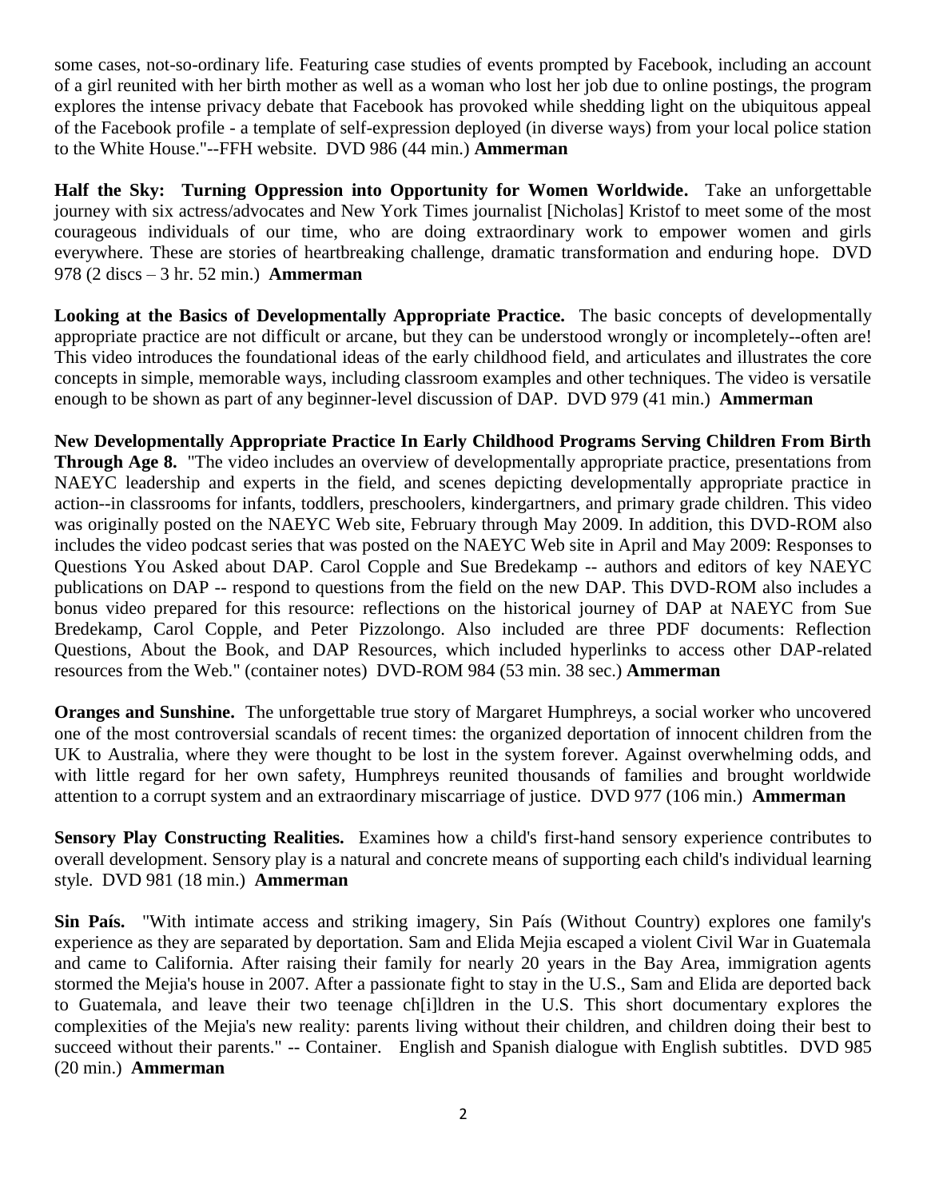some cases, not-so-ordinary life. Featuring case studies of events prompted by Facebook, including an account of a girl reunited with her birth mother as well as a woman who lost her job due to online postings, the program explores the intense privacy debate that Facebook has provoked while shedding light on the ubiquitous appeal of the Facebook profile - a template of self-expression deployed (in diverse ways) from your local police station to the White House."--FFH website. DVD 986 (44 min.) **Ammerman**

**Half the Sky: Turning Oppression into Opportunity for Women Worldwide.** Take an unforgettable journey with six actress/advocates and New York Times journalist [Nicholas] Kristof to meet some of the most courageous individuals of our time, who are doing extraordinary work to empower women and girls everywhere. These are stories of heartbreaking challenge, dramatic transformation and enduring hope. DVD 978 (2 discs – 3 hr. 52 min.) **Ammerman**

**Looking at the Basics of Developmentally Appropriate Practice.** The basic concepts of developmentally appropriate practice are not difficult or arcane, but they can be understood wrongly or incompletely--often are! This video introduces the foundational ideas of the early childhood field, and articulates and illustrates the core concepts in simple, memorable ways, including classroom examples and other techniques. The video is versatile enough to be shown as part of any beginner-level discussion of DAP. DVD 979 (41 min.) **Ammerman**

**New Developmentally Appropriate Practice In Early Childhood Programs Serving Children From Birth Through Age 8.** "The video includes an overview of developmentally appropriate practice, presentations from NAEYC leadership and experts in the field, and scenes depicting developmentally appropriate practice in action--in classrooms for infants, toddlers, preschoolers, kindergartners, and primary grade children. This video was originally posted on the NAEYC Web site, February through May 2009. In addition, this DVD-ROM also includes the video podcast series that was posted on the NAEYC Web site in April and May 2009: Responses to Questions You Asked about DAP. Carol Copple and Sue Bredekamp -- authors and editors of key NAEYC publications on DAP -- respond to questions from the field on the new DAP. This DVD-ROM also includes a bonus video prepared for this resource: reflections on the historical journey of DAP at NAEYC from Sue Bredekamp, Carol Copple, and Peter Pizzolongo. Also included are three PDF documents: Reflection Questions, About the Book, and DAP Resources, which included hyperlinks to access other DAP-related resources from the Web." (container notes) DVD-ROM 984 (53 min. 38 sec.) **Ammerman**

**Oranges and Sunshine.** The unforgettable true story of Margaret Humphreys, a social worker who uncovered one of the most controversial scandals of recent times: the organized deportation of innocent children from the UK to Australia, where they were thought to be lost in the system forever. Against overwhelming odds, and with little regard for her own safety, Humphreys reunited thousands of families and brought worldwide attention to a corrupt system and an extraordinary miscarriage of justice. DVD 977 (106 min.) **Ammerman**

**Sensory Play Constructing Realities.** Examines how a child's first-hand sensory experience contributes to overall development. Sensory play is a natural and concrete means of supporting each child's individual learning style. DVD 981 (18 min.) **Ammerman**

**Sin País.** "With intimate access and striking imagery, Sin País (Without Country) explores one family's experience as they are separated by deportation. Sam and Elida Mejia escaped a violent Civil War in Guatemala and came to California. After raising their family for nearly 20 years in the Bay Area, immigration agents stormed the Mejia's house in 2007. After a passionate fight to stay in the U.S., Sam and Elida are deported back to Guatemala, and leave their two teenage ch[i]ldren in the U.S. This short documentary explores the complexities of the Mejia's new reality: parents living without their children, and children doing their best to succeed without their parents." -- Container. English and Spanish dialogue with English subtitles. DVD 985 (20 min.) **Ammerman**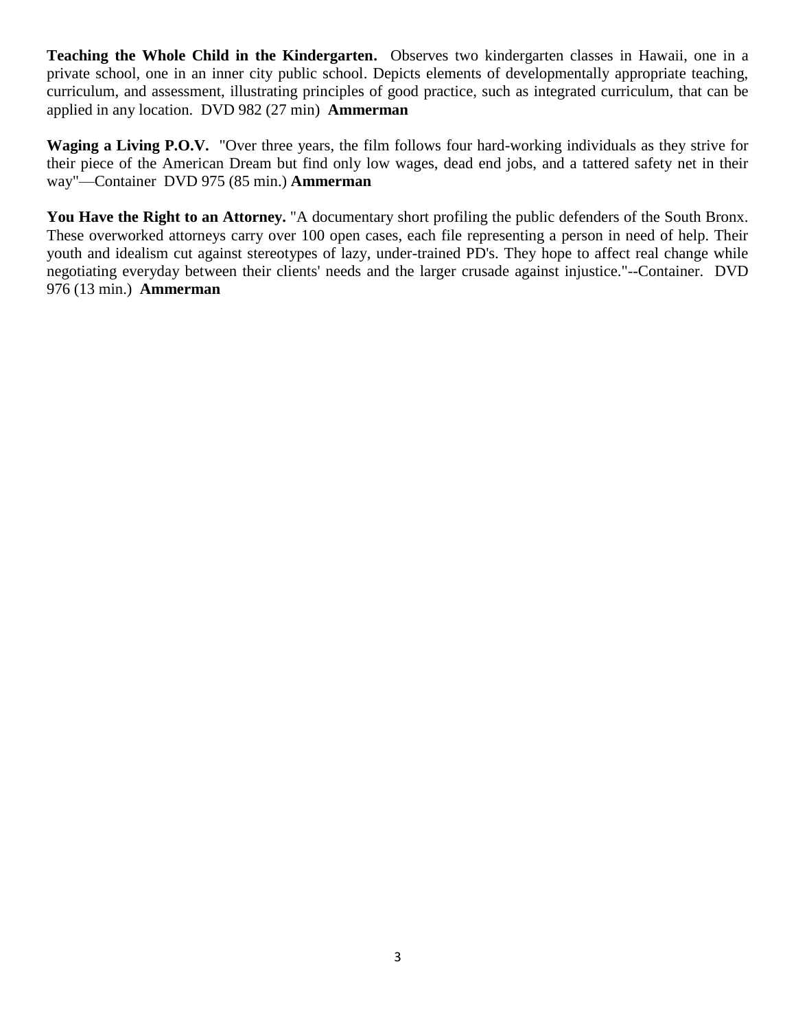**Teaching the Whole Child in the Kindergarten.** Observes two kindergarten classes in Hawaii, one in a private school, one in an inner city public school. Depicts elements of developmentally appropriate teaching, curriculum, and assessment, illustrating principles of good practice, such as integrated curriculum, that can be applied in any location. DVD 982 (27 min) **Ammerman**

**Waging a Living P.O.V.** "Over three years, the film follows four hard-working individuals as they strive for their piece of the American Dream but find only low wages, dead end jobs, and a tattered safety net in their way"—Container DVD 975 (85 min.) **Ammerman**

**You Have the Right to an Attorney.** "A documentary short profiling the public defenders of the South Bronx. These overworked attorneys carry over 100 open cases, each file representing a person in need of help. Their youth and idealism cut against stereotypes of lazy, under-trained PD's. They hope to affect real change while negotiating everyday between their clients' needs and the larger crusade against injustice."--Container. DVD 976 (13 min.) **Ammerman**